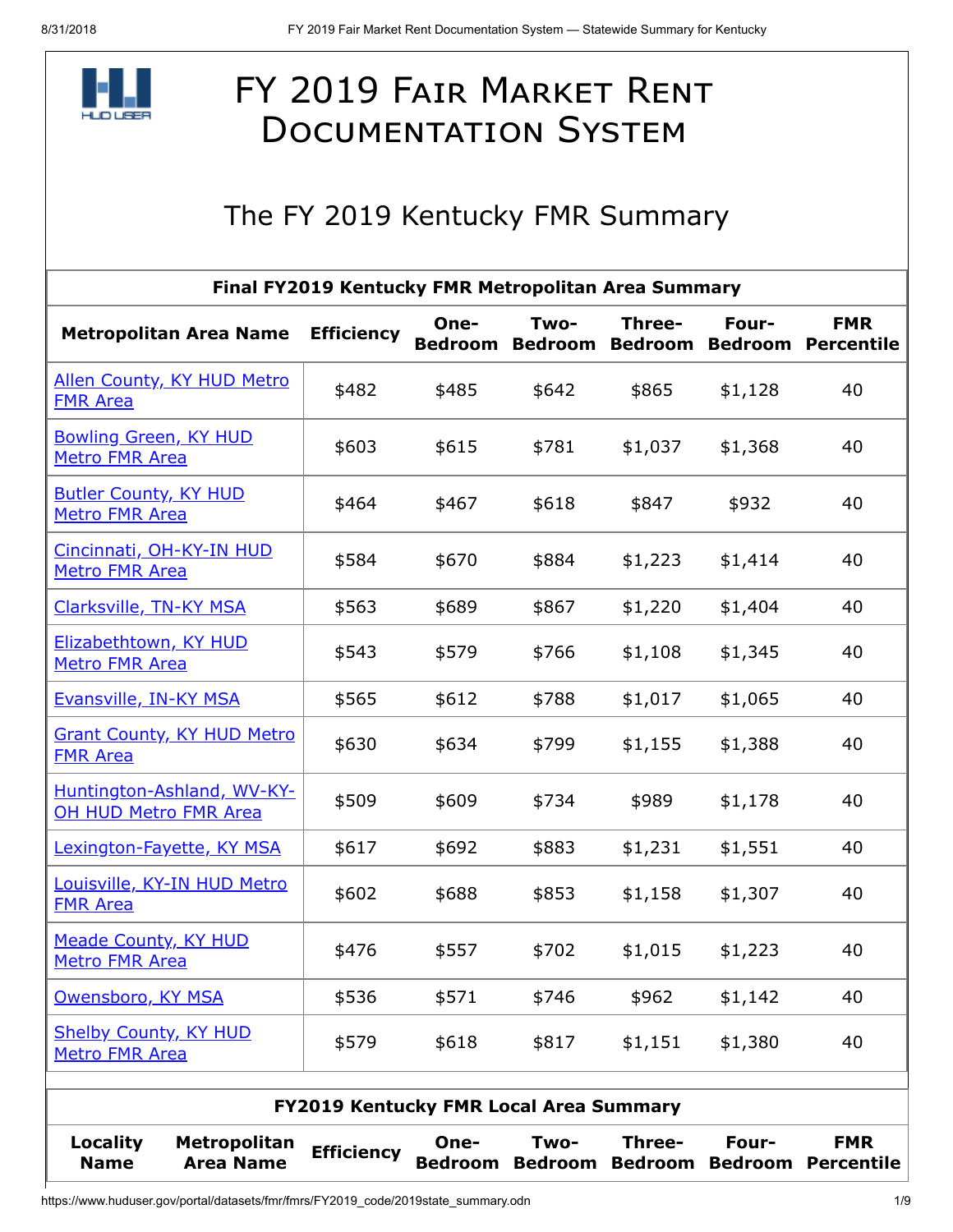# FY 2019 Fair Market Rent Documentation System

## The FY 2019 Kentucky FMR Summary

**Final FY2019 Kentucky FMR Metropolitan Area Summary**

| Metropolitan Area Name | Efficiency | One-Bedroom | Two-Bedroom | Three-Bedroom | Four-Bedroom | FMR Percentile |
|---|---|---|---|---|---|---|
| Allen County, KY HUD Metro FMR Area | $482 | $485 | $642 | $865 | $1,128 | 40 |
| Bowling Green, KY HUD Metro FMR Area | $603 | $615 | $781 | $1,037 | $1,368 | 40 |
| Butler County, KY HUD Metro FMR Area | $464 | $467 | $618 | $847 | $932 | 40 |
| Cincinnati, OH-KY-IN HUD Metro FMR Area | $584 | $670 | $884 | $1,223 | $1,414 | 40 |
| Clarksville, TN-KY MSA | $563 | $689 | $867 | $1,220 | $1,404 | 40 |
| Elizabethtown, KY HUD Metro FMR Area | $543 | $579 | $766 | $1,108 | $1,345 | 40 |
| Evansville, IN-KY MSA | $565 | $612 | $788 | $1,017 | $1,065 | 40 |
| Grant County, KY HUD Metro FMR Area | $630 | $634 | $799 | $1,155 | $1,388 | 40 |
| Huntington-Ashland, WV-KY-OH HUD Metro FMR Area | $509 | $609 | $734 | $989 | $1,178 | 40 |
| Lexington-Fayette, KY MSA | $617 | $692 | $883 | $1,231 | $1,551 | 40 |
| Louisville, KY-IN HUD Metro FMR Area | $602 | $688 | $853 | $1,158 | $1,307 | 40 |
| Meade County, KY HUD Metro FMR Area | $476 | $557 | $702 | $1,015 | $1,223 | 40 |
| Owensboro, KY MSA | $536 | $571 | $746 | $962 | $1,142 | 40 |
| Shelby County, KY HUD Metro FMR Area | $579 | $618 | $817 | $1,151 | $1,380 | 40 |

**FY2019 Kentucky FMR Local Area Summary**

| Locality Name | Metropolitan Area Name | Efficiency | One-Bedroom | Two-Bedroom | Three-Bedroom | Four-Bedroom | FMR Percentile |
|---|---|---|---|---|---|---|---|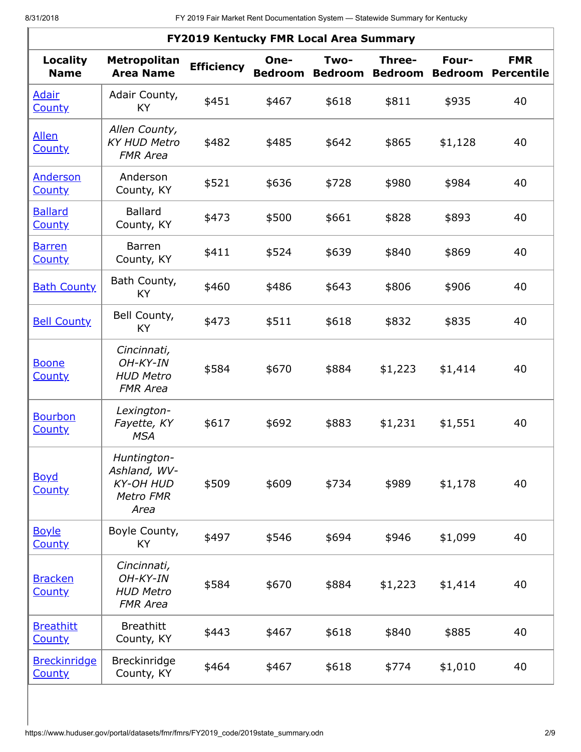| FY2019 Kentucky FMR Local Area Summary | | | | | | | |
|---|---|---|---|---|---|---|---|
| Locality Name | Metropolitan Area Name | Efficiency | One-Bedroom | Two-Bedroom | Three-Bedroom | Four-Bedroom | FMR Percentile |
| Adair County | Adair County, KY | $451 | $467 | $618 | $811 | $935 | 40 |
| Allen County | *Allen County, KY HUD Metro FMR Area* | $482 | $485 | $642 | $865 | $1,128 | 40 |
| Anderson County | Anderson County, KY | $521 | $636 | $728 | $980 | $984 | 40 |
| Ballard County | Ballard County, KY | $473 | $500 | $661 | $828 | $893 | 40 |
| Barren County | Barren County, KY | $411 | $524 | $639 | $840 | $869 | 40 |
| Bath County | Bath County, KY | $460 | $486 | $643 | $806 | $906 | 40 |
| Bell County | Bell County, KY | $473 | $511 | $618 | $832 | $835 | 40 |
| Boone County | *Cincinnati, OH-KY-IN HUD Metro FMR Area* | $584 | $670 | $884 | $1,223 | $1,414 | 40 |
| Bourbon County | *Lexington-Fayette, KY MSA* | $617 | $692 | $883 | $1,231 | $1,551 | 40 |
| Boyd County | *Huntington-Ashland, WV-KY-OH HUD Metro FMR Area* | $509 | $609 | $734 | $989 | $1,178 | 40 |
| Boyle County | Boyle County, KY | $497 | $546 | $694 | $946 | $1,099 | 40 |
| Bracken County | *Cincinnati, OH-KY-IN HUD Metro FMR Area* | $584 | $670 | $884 | $1,223 | $1,414 | 40 |
| Breathitt County | Breathitt County, KY | $443 | $467 | $618 | $840 | $885 | 40 |
| Breckinridge County | Breckinridge County, KY | $464 | $467 | $618 | $774 | $1,010 | 40 |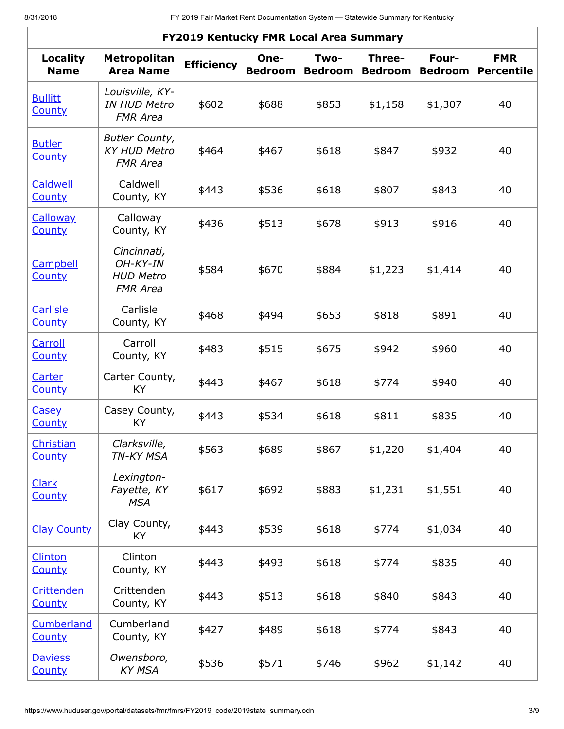| FY2019 Kentucky FMR Local Area Summary | | | | | | | |
|---|---|---|---|---|---|---|---|
| **Locality Name** | **Metropolitan Area Name** | **Efficiency** | **One-Bedroom** | **Two-Bedroom** | **Three-Bedroom** | **Four-Bedroom** | **FMR Percentile** |
| Bullitt County | *Louisville, KY-IN HUD Metro FMR Area* | $602 | $688 | $853 | $1,158 | $1,307 | 40 |
| Butler County | *Butler County, KY HUD Metro FMR Area* | $464 | $467 | $618 | $847 | $932 | 40 |
| Caldwell County | Caldwell County, KY | $443 | $536 | $618 | $807 | $843 | 40 |
| Calloway County | Calloway County, KY | $436 | $513 | $678 | $913 | $916 | 40 |
| Campbell County | *Cincinnati, OH-KY-IN HUD Metro FMR Area* | $584 | $670 | $884 | $1,223 | $1,414 | 40 |
| Carlisle County | Carlisle County, KY | $468 | $494 | $653 | $818 | $891 | 40 |
| Carroll County | Carroll County, KY | $483 | $515 | $675 | $942 | $960 | 40 |
| Carter County | Carter County, KY | $443 | $467 | $618 | $774 | $940 | 40 |
| Casey County | Casey County, KY | $443 | $534 | $618 | $811 | $835 | 40 |
| Christian County | *Clarksville, TN-KY MSA* | $563 | $689 | $867 | $1,220 | $1,404 | 40 |
| Clark County | *Lexington-Fayette, KY MSA* | $617 | $692 | $883 | $1,231 | $1,551 | 40 |
| Clay County | Clay County, KY | $443 | $539 | $618 | $774 | $1,034 | 40 |
| Clinton County | Clinton County, KY | $443 | $493 | $618 | $774 | $835 | 40 |
| Crittenden County | Crittenden County, KY | $443 | $513 | $618 | $840 | $843 | 40 |
| Cumberland County | Cumberland County, KY | $427 | $489 | $618 | $774 | $843 | 40 |
| Daviess County | *Owensboro, KY MSA* | $536 | $571 | $746 | $962 | $1,142 | 40 |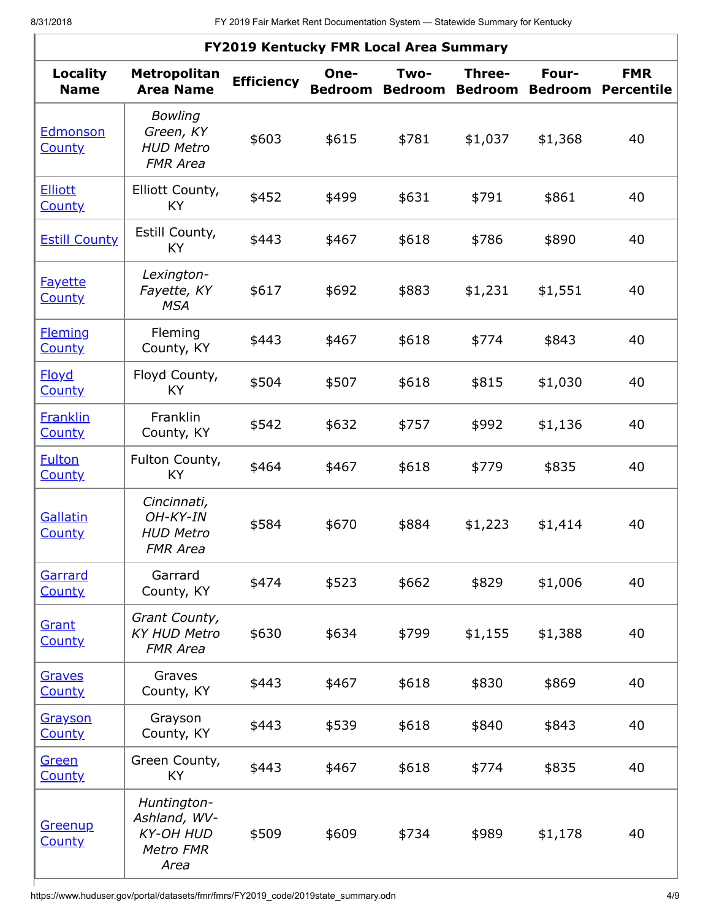| **FY2019 Kentucky FMR Local Area Summary** | | | | | | | |
|---|---|---|---|---|---|---|---|
| **Locality Name** | **Metropolitan Area Name** | **Efficiency** | **One-Bedroom** | **Two-Bedroom** | **Three-Bedroom** | **Four-Bedroom** | **FMR Percentile** |
| Edmonson County | *Bowling Green, KY HUD Metro FMR Area* | $603 | $615 | $781 | $1,037 | $1,368 | 40 |
| Elliott County | Elliott County, KY | $452 | $499 | $631 | $791 | $861 | 40 |
| Estill County | Estill County, KY | $443 | $467 | $618 | $786 | $890 | 40 |
| Fayette County | *Lexington-Fayette, KY MSA* | $617 | $692 | $883 | $1,231 | $1,551 | 40 |
| Fleming County | Fleming County, KY | $443 | $467 | $618 | $774 | $843 | 40 |
| Floyd County | Floyd County, KY | $504 | $507 | $618 | $815 | $1,030 | 40 |
| Franklin County | Franklin County, KY | $542 | $632 | $757 | $992 | $1,136 | 40 |
| Fulton County | Fulton County, KY | $464 | $467 | $618 | $779 | $835 | 40 |
| Gallatin County | *Cincinnati, OH-KY-IN HUD Metro FMR Area* | $584 | $670 | $884 | $1,223 | $1,414 | 40 |
| Garrard County | Garrard County, KY | $474 | $523 | $662 | $829 | $1,006 | 40 |
| Grant County | *Grant County, KY HUD Metro FMR Area* | $630 | $634 | $799 | $1,155 | $1,388 | 40 |
| Graves County | Graves County, KY | $443 | $467 | $618 | $830 | $869 | 40 |
| Grayson County | Grayson County, KY | $443 | $539 | $618 | $840 | $843 | 40 |
| Green County | Green County, KY | $443 | $467 | $618 | $774 | $835 | 40 |
| Greenup County | *Huntington-Ashland, WV-KY-OH HUD Metro FMR Area* | $509 | $609 | $734 | $989 | $1,178 | 40 |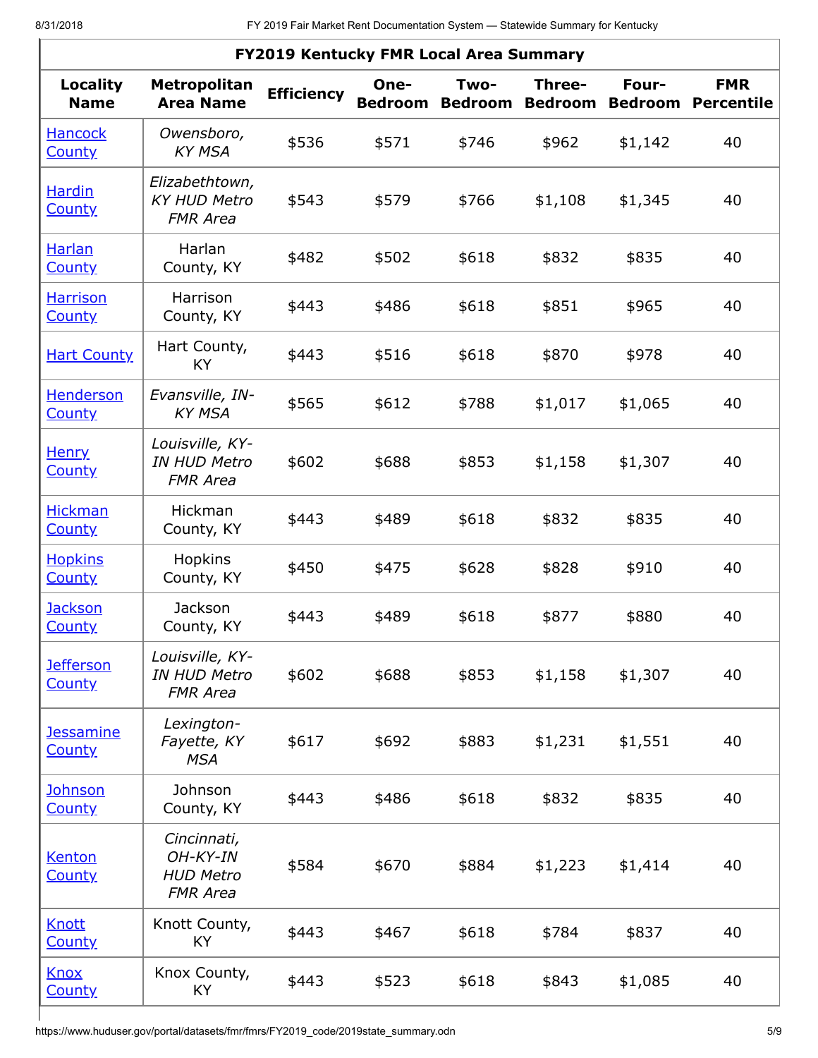| FY2019 Kentucky FMR Local Area Summary | | | | | | | |
|---|---|---|---|---|---|---|---|
| **Locality Name** | **Metropolitan Area Name** | **Efficiency** | **One-Bedroom** | **Two-Bedroom** | **Three-Bedroom** | **Four-Bedroom** | **FMR Percentile** |
| Hancock County | *Owensboro, KY MSA* | $536 | $571 | $746 | $962 | $1,142 | 40 |
| Hardin County | *Elizabethtown, KY HUD Metro FMR Area* | $543 | $579 | $766 | $1,108 | $1,345 | 40 |
| Harlan County | Harlan County, KY | $482 | $502 | $618 | $832 | $835 | 40 |
| Harrison County | Harrison County, KY | $443 | $486 | $618 | $851 | $965 | 40 |
| Hart County | Hart County, KY | $443 | $516 | $618 | $870 | $978 | 40 |
| Henderson County | *Evansville, IN-KY MSA* | $565 | $612 | $788 | $1,017 | $1,065 | 40 |
| Henry County | *Louisville, KY-IN HUD Metro FMR Area* | $602 | $688 | $853 | $1,158 | $1,307 | 40 |
| Hickman County | Hickman County, KY | $443 | $489 | $618 | $832 | $835 | 40 |
| Hopkins County | Hopkins County, KY | $450 | $475 | $628 | $828 | $910 | 40 |
| Jackson County | Jackson County, KY | $443 | $489 | $618 | $877 | $880 | 40 |
| Jefferson County | *Louisville, KY-IN HUD Metro FMR Area* | $602 | $688 | $853 | $1,158 | $1,307 | 40 |
| Jessamine County | *Lexington-Fayette, KY MSA* | $617 | $692 | $883 | $1,231 | $1,551 | 40 |
| Johnson County | Johnson County, KY | $443 | $486 | $618 | $832 | $835 | 40 |
| Kenton County | *Cincinnati, OH-KY-IN HUD Metro FMR Area* | $584 | $670 | $884 | $1,223 | $1,414 | 40 |
| Knott County | Knott County, KY | $443 | $467 | $618 | $784 | $837 | 40 |
| Knox County | Knox County, KY | $443 | $523 | $618 | $843 | $1,085 | 40 |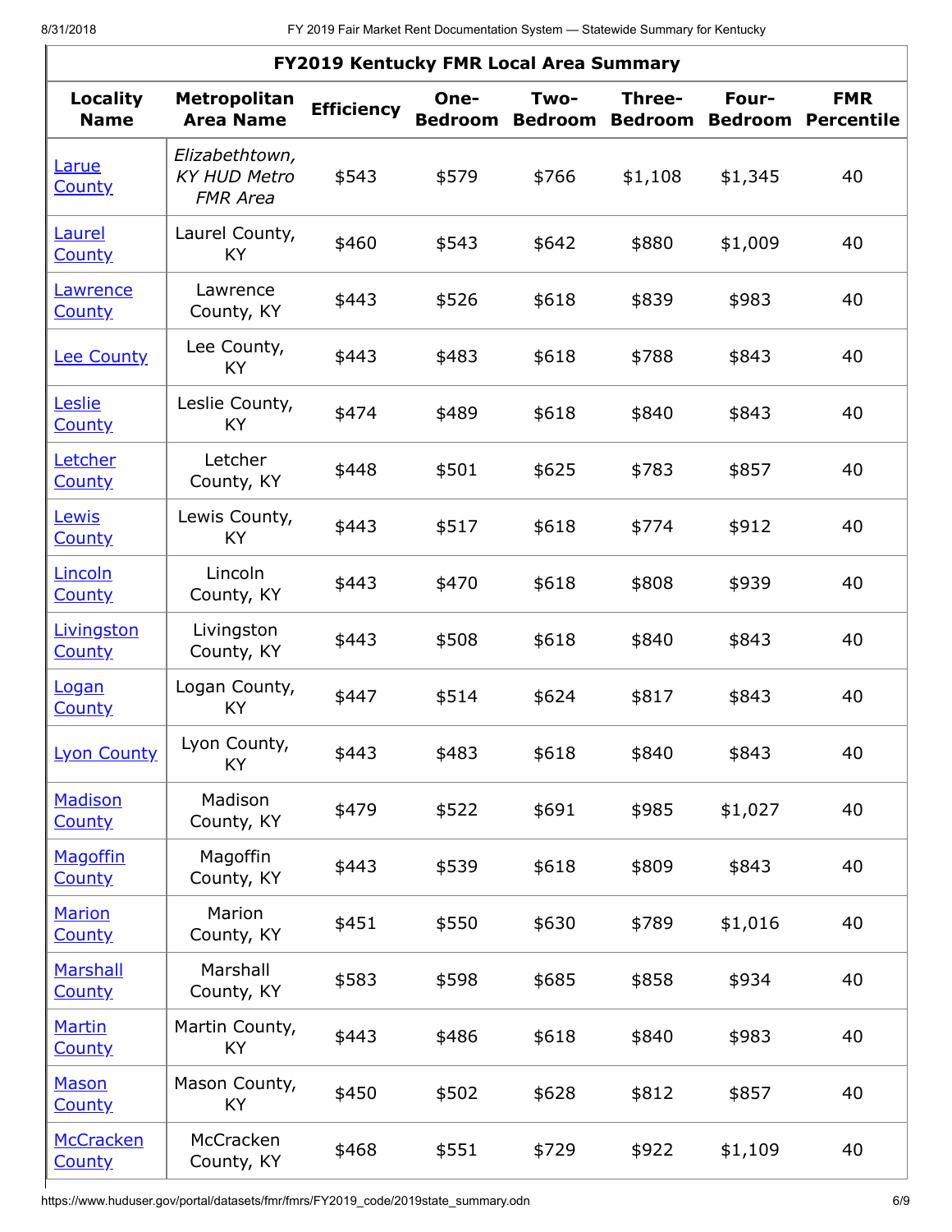| FY2019 Kentucky FMR Local Area Summary | | | | | | | |
|---|---|---|---|---|---|---|---|
| **Locality Name** | **Metropolitan Area Name** | **Efficiency** | **One-Bedroom** | **Two-Bedroom** | **Three-Bedroom** | **Four-Bedroom** | **FMR Percentile** |
| Larue County | *Elizabethtown, KY HUD Metro FMR Area* | $543 | $579 | $766 | $1,108 | $1,345 | 40 |
| Laurel County | Laurel County, KY | $460 | $543 | $642 | $880 | $1,009 | 40 |
| Lawrence County | Lawrence County, KY | $443 | $526 | $618 | $839 | $983 | 40 |
| Lee County | Lee County, KY | $443 | $483 | $618 | $788 | $843 | 40 |
| Leslie County | Leslie County, KY | $474 | $489 | $618 | $840 | $843 | 40 |
| Letcher County | Letcher County, KY | $448 | $501 | $625 | $783 | $857 | 40 |
| Lewis County | Lewis County, KY | $443 | $517 | $618 | $774 | $912 | 40 |
| Lincoln County | Lincoln County, KY | $443 | $470 | $618 | $808 | $939 | 40 |
| Livingston County | Livingston County, KY | $443 | $508 | $618 | $840 | $843 | 40 |
| Logan County | Logan County, KY | $447 | $514 | $624 | $817 | $843 | 40 |
| Lyon County | Lyon County, KY | $443 | $483 | $618 | $840 | $843 | 40 |
| Madison County | Madison County, KY | $479 | $522 | $691 | $985 | $1,027 | 40 |
| Magoffin County | Magoffin County, KY | $443 | $539 | $618 | $809 | $843 | 40 |
| Marion County | Marion County, KY | $451 | $550 | $630 | $789 | $1,016 | 40 |
| Marshall County | Marshall County, KY | $583 | $598 | $685 | $858 | $934 | 40 |
| Martin County | Martin County, KY | $443 | $486 | $618 | $840 | $983 | 40 |
| Mason County | Mason County, KY | $450 | $502 | $628 | $812 | $857 | 40 |
| McCracken County | McCracken County, KY | $468 | $551 | $729 | $922 | $1,109 | 40 |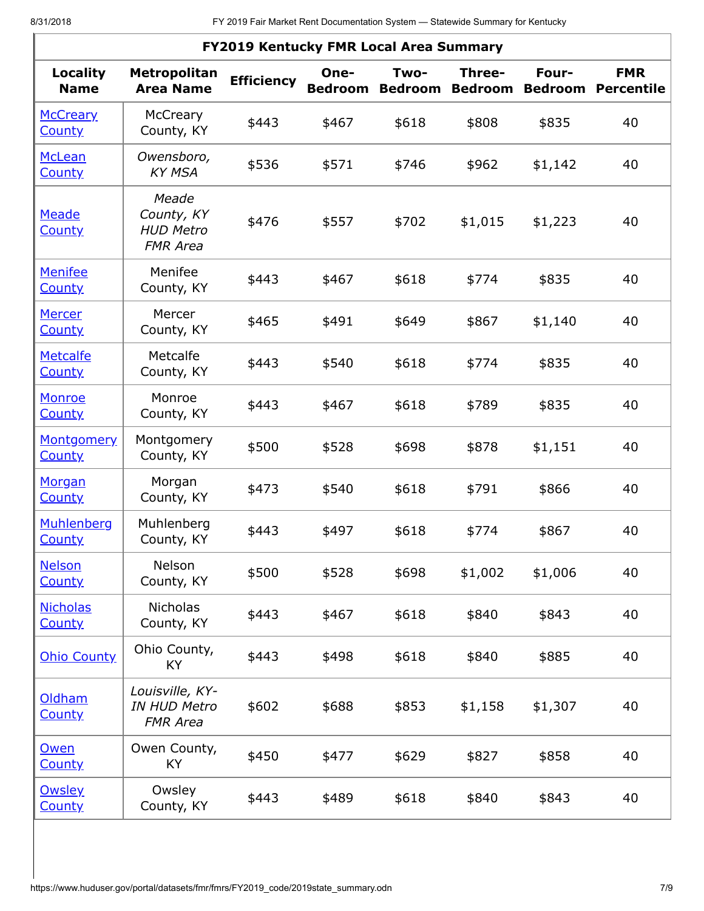| FY2019 Kentucky FMR Local Area Summary | | | | | | | |
|---|---|---|---|---|---|---|---|
| **Locality Name** | **Metropolitan Area Name** | **Efficiency** | **One-Bedroom** | **Two-Bedroom** | **Three-Bedroom** | **Four-Bedroom** | **FMR Percentile** |
| McCreary County | McCreary County, KY | $443 | $467 | $618 | $808 | $835 | 40 |
| McLean County | *Owensboro, KY MSA* | $536 | $571 | $746 | $962 | $1,142 | 40 |
| Meade County | *Meade County, KY HUD Metro FMR Area* | $476 | $557 | $702 | $1,015 | $1,223 | 40 |
| Menifee County | Menifee County, KY | $443 | $467 | $618 | $774 | $835 | 40 |
| Mercer County | Mercer County, KY | $465 | $491 | $649 | $867 | $1,140 | 40 |
| Metcalfe County | Metcalfe County, KY | $443 | $540 | $618 | $774 | $835 | 40 |
| Monroe County | Monroe County, KY | $443 | $467 | $618 | $789 | $835 | 40 |
| Montgomery County | Montgomery County, KY | $500 | $528 | $698 | $878 | $1,151 | 40 |
| Morgan County | Morgan County, KY | $473 | $540 | $618 | $791 | $866 | 40 |
| Muhlenberg County | Muhlenberg County, KY | $443 | $497 | $618 | $774 | $867 | 40 |
| Nelson County | Nelson County, KY | $500 | $528 | $698 | $1,002 | $1,006 | 40 |
| Nicholas County | Nicholas County, KY | $443 | $467 | $618 | $840 | $843 | 40 |
| Ohio County | Ohio County, KY | $443 | $498 | $618 | $840 | $885 | 40 |
| Oldham County | *Louisville, KY-IN HUD Metro FMR Area* | $602 | $688 | $853 | $1,158 | $1,307 | 40 |
| Owen County | Owen County, KY | $450 | $477 | $629 | $827 | $858 | 40 |
| Owsley County | Owsley County, KY | $443 | $489 | $618 | $840 | $843 | 40 |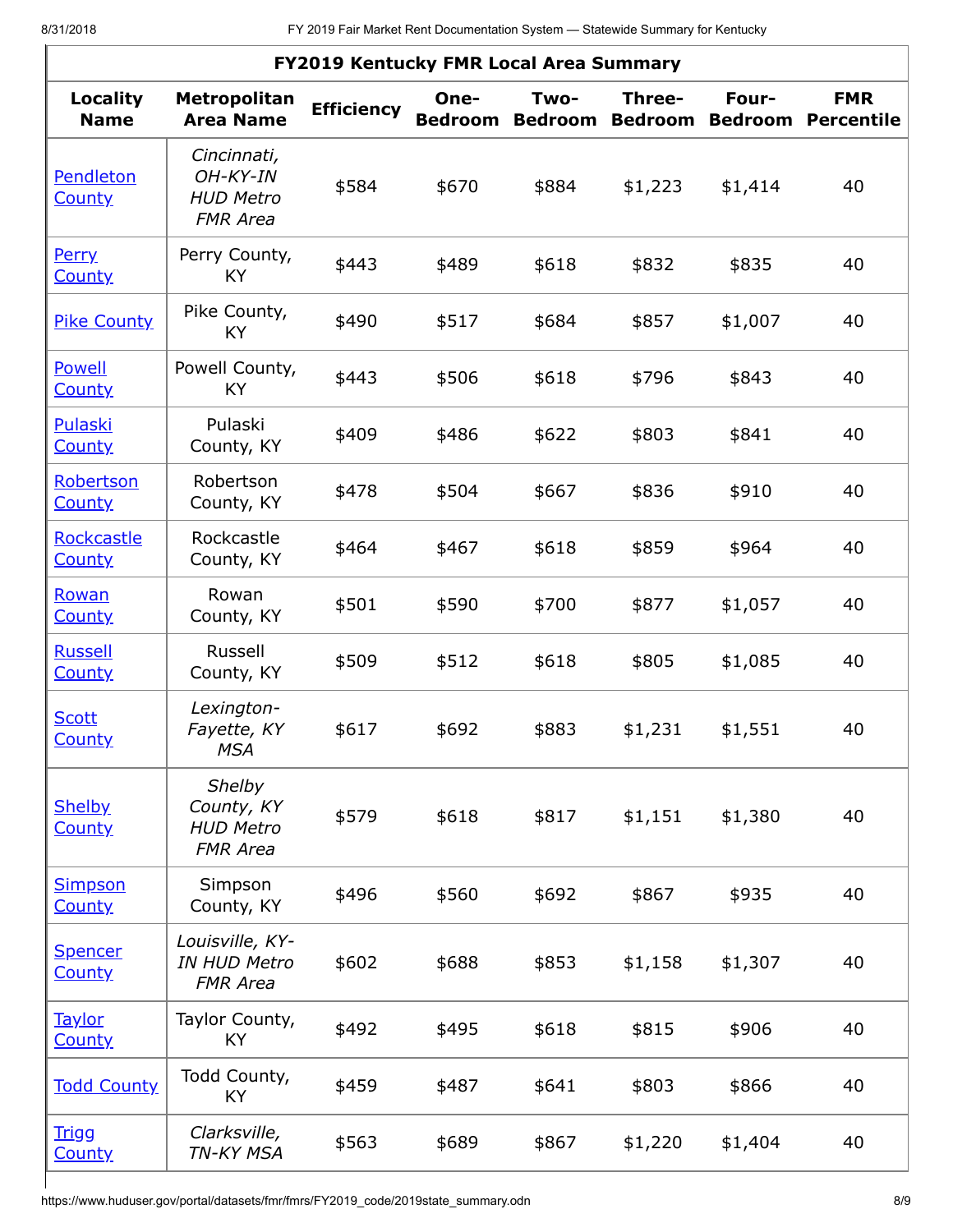| FY2019 Kentucky FMR Local Area Summary | | | | | | | |
|---|---|---|---|---|---|---|---|
| **Locality Name** | **Metropolitan Area Name** | **Efficiency** | **One-Bedroom** | **Two-Bedroom** | **Three-Bedroom** | **Four-Bedroom** | **FMR Percentile** |
| Pendleton County | *Cincinnati, OH-KY-IN HUD Metro FMR Area* | $584 | $670 | $884 | $1,223 | $1,414 | 40 |
| Perry County | Perry County, KY | $443 | $489 | $618 | $832 | $835 | 40 |
| Pike County | Pike County, KY | $490 | $517 | $684 | $857 | $1,007 | 40 |
| Powell County | Powell County, KY | $443 | $506 | $618 | $796 | $843 | 40 |
| Pulaski County | Pulaski County, KY | $409 | $486 | $622 | $803 | $841 | 40 |
| Robertson County | Robertson County, KY | $478 | $504 | $667 | $836 | $910 | 40 |
| Rockcastle County | Rockcastle County, KY | $464 | $467 | $618 | $859 | $964 | 40 |
| Rowan County | Rowan County, KY | $501 | $590 | $700 | $877 | $1,057 | 40 |
| Russell County | Russell County, KY | $509 | $512 | $618 | $805 | $1,085 | 40 |
| Scott County | *Lexington-Fayette, KY MSA* | $617 | $692 | $883 | $1,231 | $1,551 | 40 |
| Shelby County | *Shelby County, KY HUD Metro FMR Area* | $579 | $618 | $817 | $1,151 | $1,380 | 40 |
| Simpson County | Simpson County, KY | $496 | $560 | $692 | $867 | $935 | 40 |
| Spencer County | *Louisville, KY-IN HUD Metro FMR Area* | $602 | $688 | $853 | $1,158 | $1,307 | 40 |
| Taylor County | Taylor County, KY | $492 | $495 | $618 | $815 | $906 | 40 |
| Todd County | Todd County, KY | $459 | $487 | $641 | $803 | $866 | 40 |
| Trigg County | *Clarksville, TN-KY MSA* | $563 | $689 | $867 | $1,220 | $1,404 | 40 |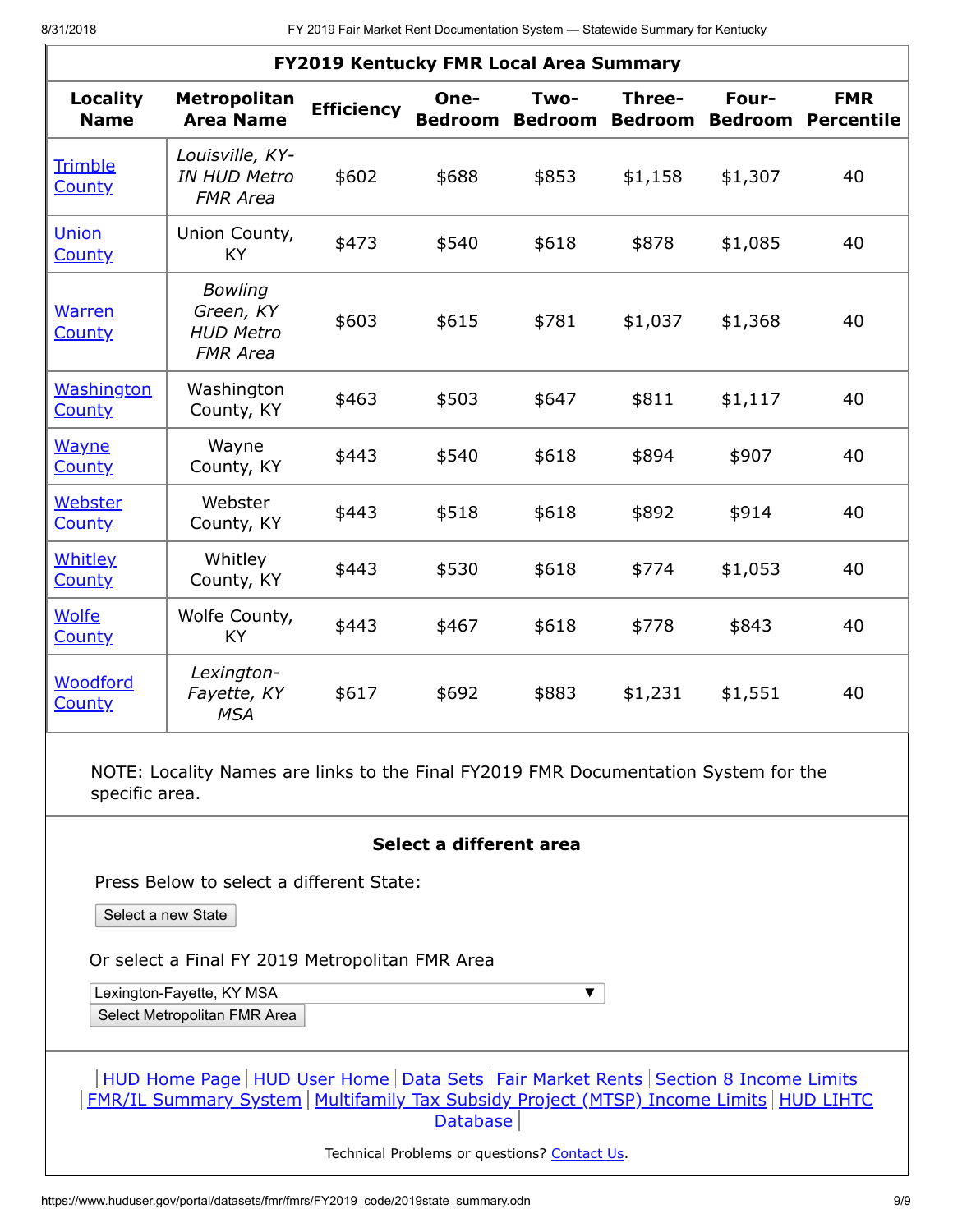## FY2019 Kentucky FMR Local Area Summary

| Locality Name | Metropolitan Area Name | Efficiency | One-Bedroom | Two-Bedroom | Three-Bedroom | Four-Bedroom | FMR Percentile |
|---|---|---|---|---|---|---|---|
| Trimble County | *Louisville, KY-IN HUD Metro FMR Area* | $602 | $688 | $853 | $1,158 | $1,307 | 40 |
| Union County | Union County, KY | $473 | $540 | $618 | $878 | $1,085 | 40 |
| Warren County | *Bowling Green, KY HUD Metro FMR Area* | $603 | $615 | $781 | $1,037 | $1,368 | 40 |
| Washington County | Washington County, KY | $463 | $503 | $647 | $811 | $1,117 | 40 |
| Wayne County | Wayne County, KY | $443 | $540 | $618 | $894 | $907 | 40 |
| Webster County | Webster County, KY | $443 | $518 | $618 | $892 | $914 | 40 |
| Whitley County | Whitley County, KY | $443 | $530 | $618 | $774 | $1,053 | 40 |
| Wolfe County | Wolfe County, KY | $443 | $467 | $618 | $778 | $843 | 40 |
| Woodford County | *Lexington-Fayette, KY MSA* | $617 | $692 | $883 | $1,231 | $1,551 | 40 |

NOTE: Locality Names are links to the Final FY2019 FMR Documentation System for the specific area.

### Select a different area

Press Below to select a different State:

Select a new State

Or select a Final FY 2019 Metropolitan FMR Area

Lexington-Fayette, KY MSA

Select Metropolitan FMR Area

| HUD Home Page | HUD User Home | Data Sets | Fair Market Rents | Section 8 Income Limits | FMR/IL Summary System | Multifamily Tax Subsidy Project (MTSP) Income Limits | HUD LIHTC Database |

Technical Problems or questions? Contact Us.